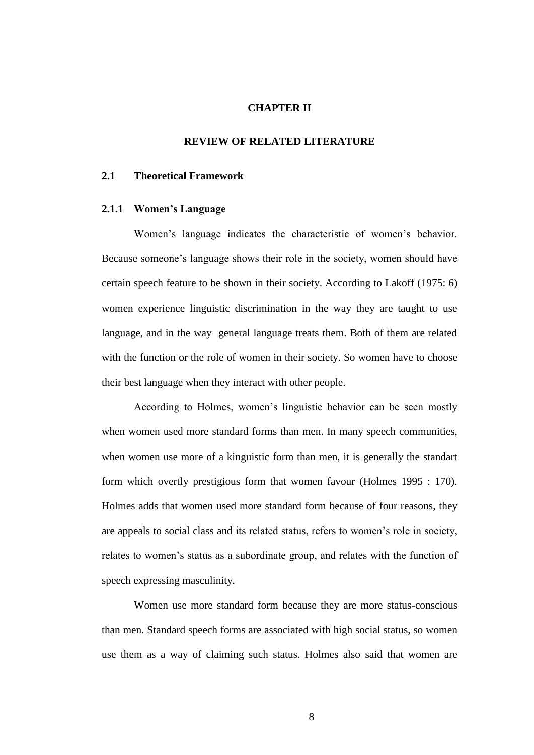# CHAPTER II

# REVIEW OF RELATED LITERATURE

## 2.1 Theoretical Framework

### 2.1.1 Women's Language

Women's language indicates the characteristic of women's behavior. Because someone's language shows their role in the society, women should have certain speech feature to be shown in their society. According to Lakoff (1975: 6) women experience linguistic discrimination in the way they are taught to use language, and in the way general language treats them. Both of them are related with the function or the role of women in their society. So women have to choose their best language when they interact with other people.

According to Holmes, women's linguistic behavior can be seen mostly when women used more standard forms than men. In many speech communities, when women use more of a kinguistic form than men, it is generally the standart form which overtly prestigious form that women favour (Holmes 1995 : 170). Holmes adds that women used more standard form because of four reasons, they are appeals to social class and its related status, refers to women's role in society, relates to women's status as a subordinate group, and relates with the function of speech expressing masculinity.

Women use more standard form because they are more status-conscious than men. Standard speech forms are associated with high social status, so women use them as a way of claiming such status. Holmes also said that women are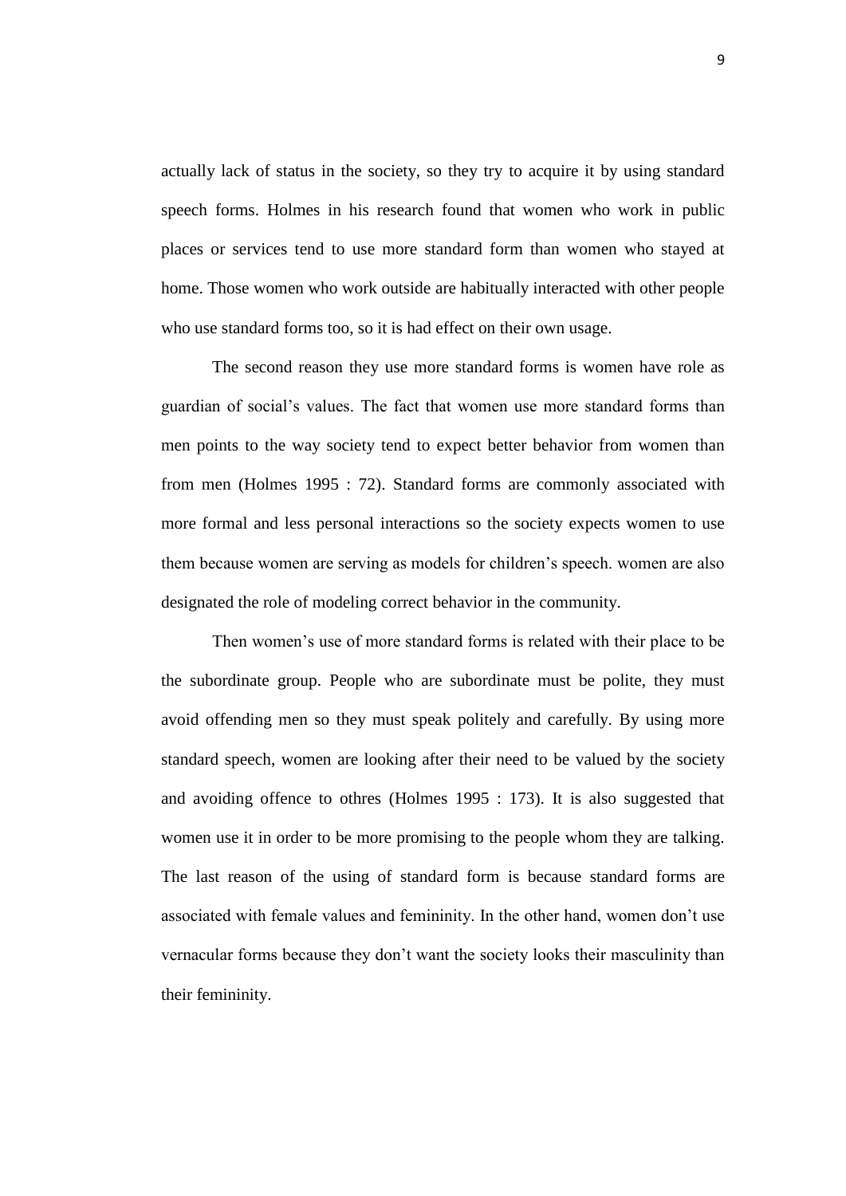actually lack of status in the society, so they try to acquire it by using standard speech forms. Holmes in his research found that women who work in public places or services tend to use more standard form than women who stayed at home. Those women who work outside are habitually interacted with other people who use standard forms too, so it is had effect on their own usage.

The second reason they use more standard forms is women have role as guardian of social's values. The fact that women use more standard forms than men points to the way society tend to expect better behavior from women than from men (Holmes 1995 : 72). Standard forms are commonly associated with more formal and less personal interactions so the society expects women to use them because women are serving as models for children's speech. women are also designated the role of modeling correct behavior in the community.

Then women's use of more standard forms is related with their place to be the subordinate group. People who are subordinate must be polite, they must avoid offending men so they must speak politely and carefully. By using more standard speech, women are looking after their need to be valued by the society and avoiding offence to othres (Holmes 1995 : 173). It is also suggested that women use it in order to be more promising to the people whom they are talking. The last reason of the using of standard form is because standard forms are associated with female values and femininity. In the other hand, women don't use vernacular forms because they don't want the society looks their masculinity than their femininity.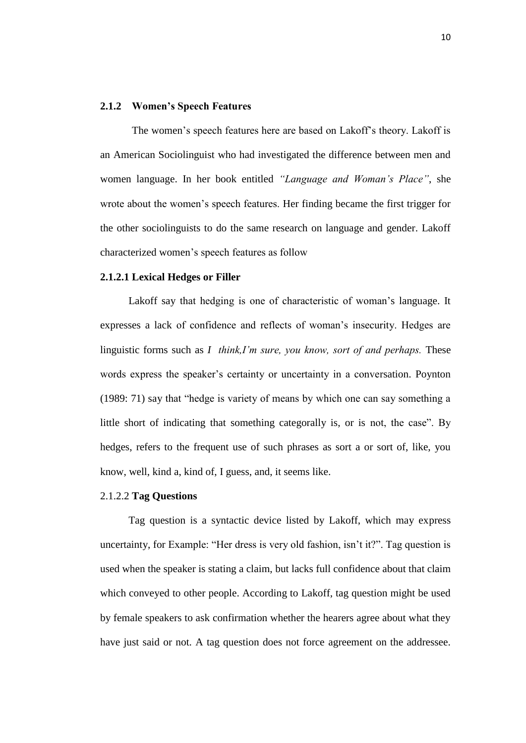### 2.1.2 Women's Speech Features

The women's speech features here are based on Lakoff's theory. Lakoff is an American Sociolinguist who had investigated the difference between men and women language. In her book entitled *"Language and Woman's Place"*, she wrote about the women's speech features. Her finding became the first trigger for the other sociolinguists to do the same research on language and gender. Lakoff characterized women's speech features as follow

#### 2.1.2.1 Lexical Hedges or Filler

Lakoff say that hedging is one of characteristic of woman's language. It expresses a lack of confidence and reflects of woman's insecurity. Hedges are linguistic forms such as *I think,I'm sure, you know, sort of and perhaps.* These words express the speaker's certainty or uncertainty in a conversation. Poynton (1989: 71) say that "hedge is variety of means by which one can say something a little short of indicating that something categorally is, or is not, the case". By hedges, refers to the frequent use of such phrases as sort a or sort of, like, you know, well, kind a, kind of, I guess, and, it seems like.

#### 2.1.2.2 **Tag Questions**

Tag question is a syntactic device listed by Lakoff, which may express uncertainty, for Example: "Her dress is very old fashion, isn't it?". Tag question is used when the speaker is stating a claim, but lacks full confidence about that claim which conveyed to other people. According to Lakoff, tag question might be used by female speakers to ask confirmation whether the hearers agree about what they have just said or not. A tag question does not force agreement on the addressee.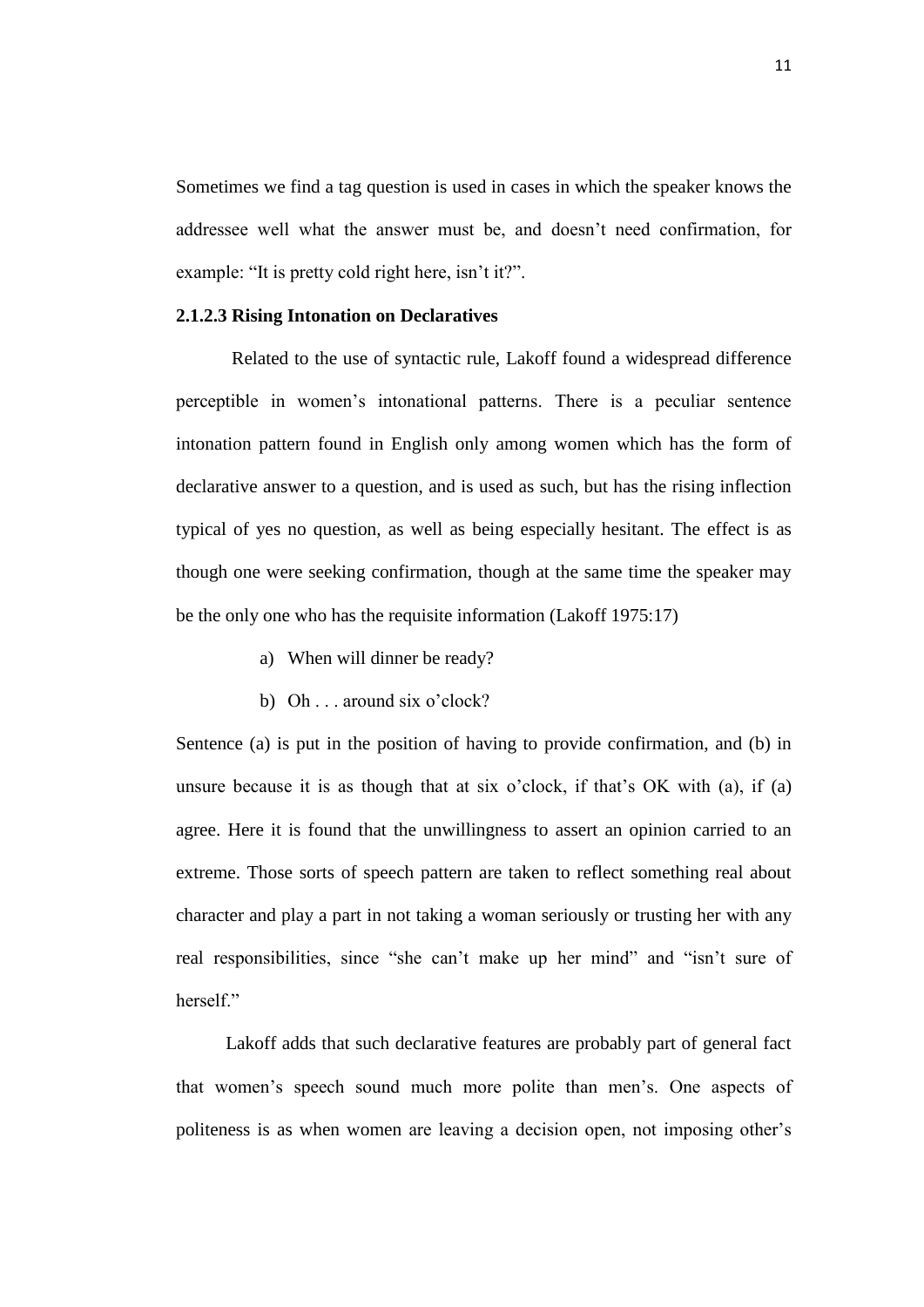Sometimes we find a tag question is used in cases in which the speaker knows the addressee well what the answer must be, and doesn't need confirmation, for example: "It is pretty cold right here, isn't it?".

### 2.1.2.3 Rising Intonation on Declaratives

Related to the use of syntactic rule, Lakoff found a widespread difference perceptible in women's intonational patterns. There is a peculiar sentence intonation pattern found in English only among women which has the form of declarative answer to a question, and is used as such, but has the rising inflection typical of yes no question, as well as being especially hesitant. The effect is as though one were seeking confirmation, though at the same time the speaker may be the only one who has the requisite information (Lakoff 1975:17)

a) When will dinner be ready?

b) Oh . . . around six o'clock?

Sentence (a) is put in the position of having to provide confirmation, and (b) in unsure because it is as though that at six o'clock, if that's OK with (a), if (a) agree. Here it is found that the unwillingness to assert an opinion carried to an extreme. Those sorts of speech pattern are taken to reflect something real about character and play a part in not taking a woman seriously or trusting her with any real responsibilities, since "she can't make up her mind" and "isn't sure of herself."

Lakoff adds that such declarative features are probably part of general fact that women's speech sound much more polite than men's. One aspects of politeness is as when women are leaving a decision open, not imposing other's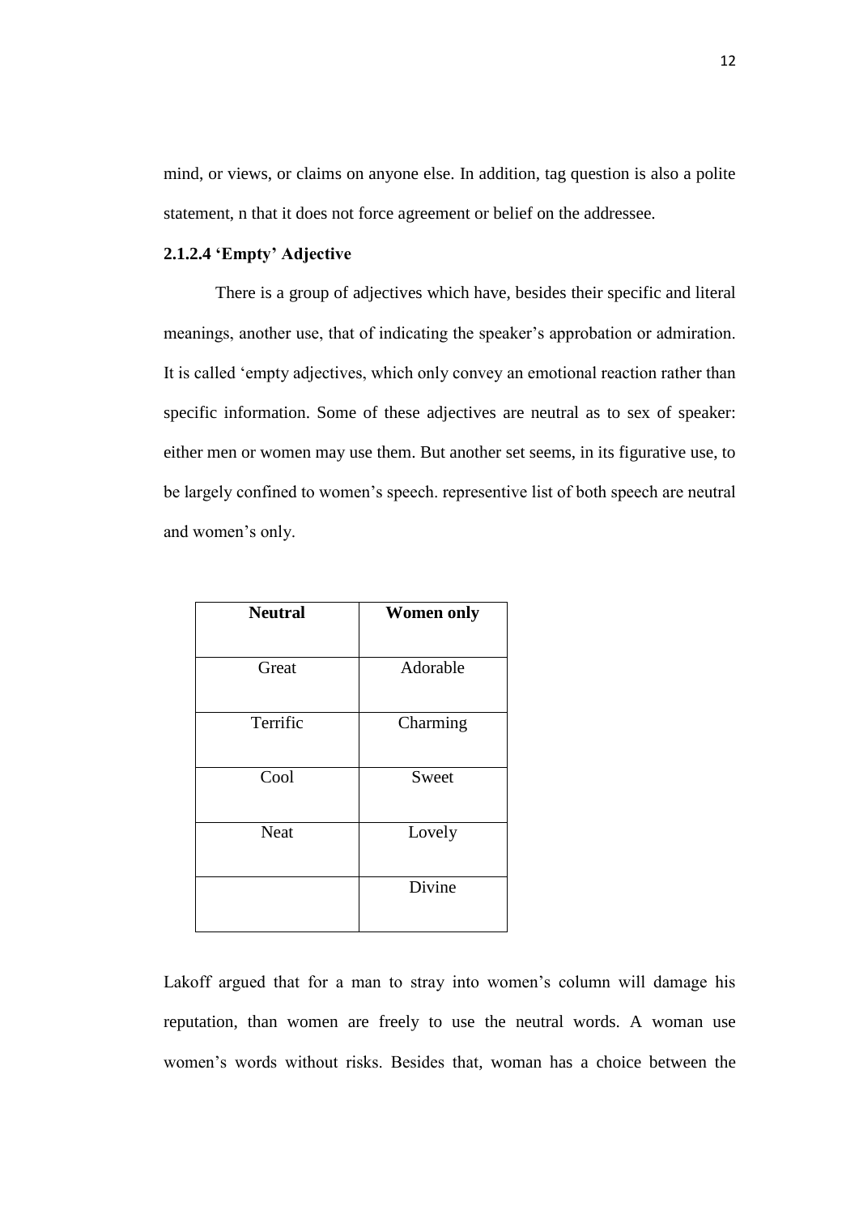mind, or views, or claims on anyone else. In addition, tag question is also a polite statement, n that it does not force agreement or belief on the addressee.

### 2.1.2.4 'Empty' Adjective

There is a group of adjectives which have, besides their specific and literal meanings, another use, that of indicating the speaker's approbation or admiration. It is called 'empty adjectives, which only convey an emotional reaction rather than specific information. Some of these adjectives are neutral as to sex of speaker: either men or women may use them. But another set seems, in its figurative use, to be largely confined to women's speech. representive list of both speech are neutral and women's only.

| **Neutral** | **Women only** |
|---|---|
| Great | Adorable |
| Terrific | Charming |
| Cool | Sweet |
| Neat | Lovely |
| | Divine |

Lakoff argued that for a man to stray into women's column will damage his reputation, than women are freely to use the neutral words. A woman use women's words without risks. Besides that, woman has a choice between the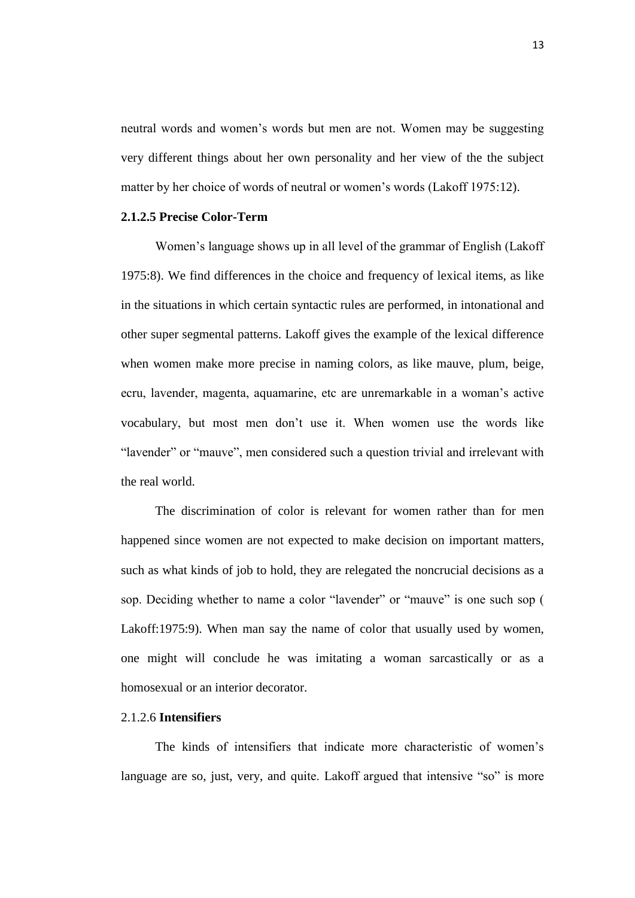neutral words and women's words but men are not. Women may be suggesting very different things about her own personality and her view of the the subject matter by her choice of words of neutral or women's words (Lakoff 1975:12).

#### 2.1.2.5 Precise Color-Term

Women's language shows up in all level of the grammar of English (Lakoff 1975:8). We find differences in the choice and frequency of lexical items, as like in the situations in which certain syntactic rules are performed, in intonational and other super segmental patterns. Lakoff gives the example of the lexical difference when women make more precise in naming colors, as like mauve, plum, beige, ecru, lavender, magenta, aquamarine, etc are unremarkable in a woman's active vocabulary, but most men don't use it. When women use the words like "lavender" or "mauve", men considered such a question trivial and irrelevant with the real world.

The discrimination of color is relevant for women rather than for men happened since women are not expected to make decision on important matters, such as what kinds of job to hold, they are relegated the noncrucial decisions as a sop. Deciding whether to name a color "lavender" or "mauve" is one such sop ( Lakoff:1975:9). When man say the name of color that usually used by women, one might will conclude he was imitating a woman sarcastically or as a homosexual or an interior decorator.

#### 2.1.2.6 **Intensifiers**

The kinds of intensifiers that indicate more characteristic of women's language are so, just, very, and quite. Lakoff argued that intensive "so" is more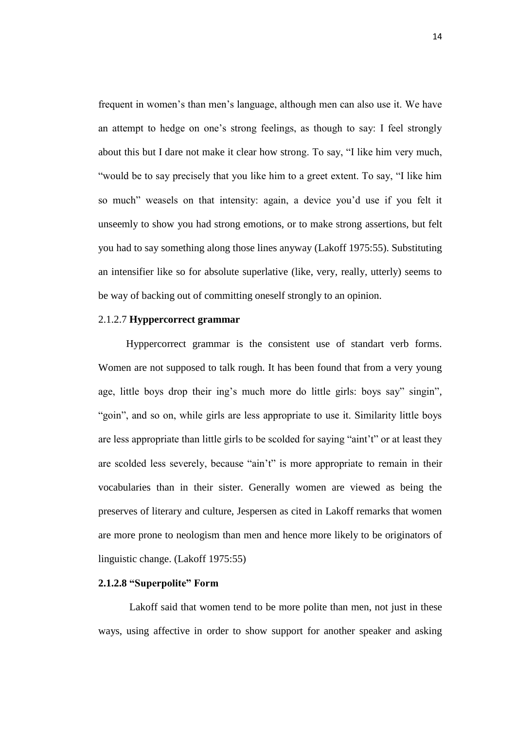frequent in women's than men's language, although men can also use it. We have an attempt to hedge on one's strong feelings, as though to say: I feel strongly about this but I dare not make it clear how strong. To say, "I like him very much, "would be to say precisely that you like him to a greet extent. To say, "I like him so much" weasels on that intensity: again, a device you'd use if you felt it unseemly to show you had strong emotions, or to make strong assertions, but felt you had to say something along those lines anyway (Lakoff 1975:55). Substituting an intensifier like so for absolute superlative (like, very, really, utterly) seems to be way of backing out of committing oneself strongly to an opinion.

#### 2.1.2.7 **Hyppercorrect grammar**

Hyppercorrect grammar is the consistent use of standart verb forms. Women are not supposed to talk rough. It has been found that from a very young age, little boys drop their ing's much more do little girls: boys say" singin", "goin", and so on, while girls are less appropriate to use it. Similarity little boys are less appropriate than little girls to be scolded for saying "aint't" or at least they are scolded less severely, because "ain't" is more appropriate to remain in their vocabularies than in their sister. Generally women are viewed as being the preserves of literary and culture, Jespersen as cited in Lakoff remarks that women are more prone to neologism than men and hence more likely to be originators of linguistic change. (Lakoff 1975:55)

#### **2.1.2.8 "Superpolite" Form**

Lakoff said that women tend to be more polite than men, not just in these ways, using affective in order to show support for another speaker and asking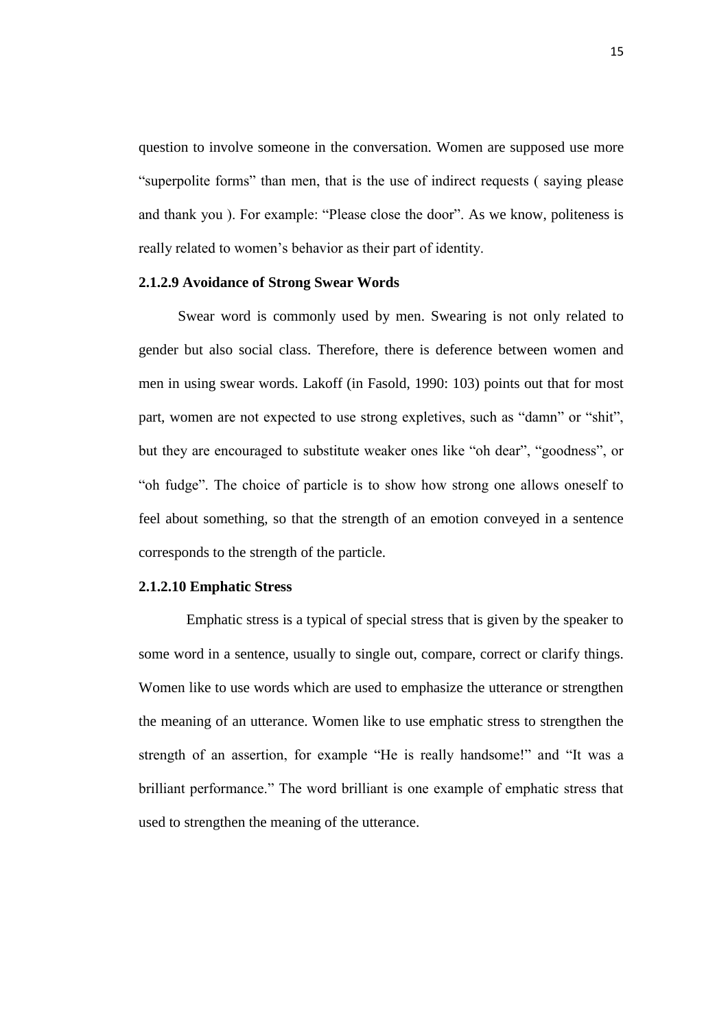question to involve someone in the conversation. Women are supposed use more "superpolite forms" than men, that is the use of indirect requests ( saying please and thank you ). For example: "Please close the door". As we know, politeness is really related to women's behavior as their part of identity.

#### 2.1.2.9 Avoidance of Strong Swear Words

Swear word is commonly used by men. Swearing is not only related to gender but also social class. Therefore, there is deference between women and men in using swear words. Lakoff (in Fasold, 1990: 103) points out that for most part, women are not expected to use strong expletives, such as "damn" or "shit", but they are encouraged to substitute weaker ones like "oh dear", "goodness", or "oh fudge". The choice of particle is to show how strong one allows oneself to feel about something, so that the strength of an emotion conveyed in a sentence corresponds to the strength of the particle.

#### 2.1.2.10 Emphatic Stress

Emphatic stress is a typical of special stress that is given by the speaker to some word in a sentence, usually to single out, compare, correct or clarify things. Women like to use words which are used to emphasize the utterance or strengthen the meaning of an utterance. Women like to use emphatic stress to strengthen the strength of an assertion, for example "He is really handsome!" and "It was a brilliant performance." The word brilliant is one example of emphatic stress that used to strengthen the meaning of the utterance.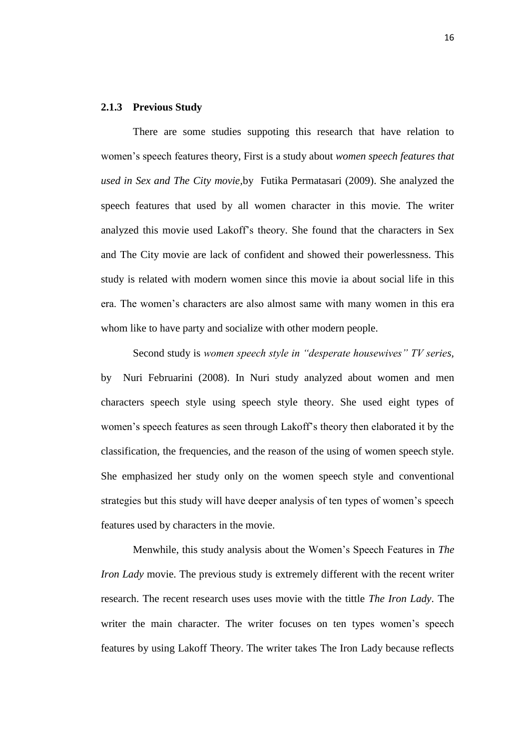### 2.1.3 Previous Study

There are some studies suppoting this research that have relation to women's speech features theory, First is a study about *women speech features that used in Sex and The City movie*,by Futika Permatasari (2009). She analyzed the speech features that used by all women character in this movie. The writer analyzed this movie used Lakoff's theory. She found that the characters in Sex and The City movie are lack of confident and showed their powerlessness. This study is related with modern women since this movie ia about social life in this era. The women's characters are also almost same with many women in this era whom like to have party and socialize with other modern people.

Second study is *women speech style in "desperate housewives" TV series*, by Nuri Februarini (2008). In Nuri study analyzed about women and men characters speech style using speech style theory. She used eight types of women's speech features as seen through Lakoff's theory then elaborated it by the classification, the frequencies, and the reason of the using of women speech style. She emphasized her study only on the women speech style and conventional strategies but this study will have deeper analysis of ten types of women's speech features used by characters in the movie.

Menwhile, this study analysis about the Women's Speech Features in *The Iron Lady* movie. The previous study is extremely different with the recent writer research. The recent research uses uses movie with the tittle *The Iron Lady*. The writer the main character. The writer focuses on ten types women's speech features by using Lakoff Theory. The writer takes The Iron Lady because reflects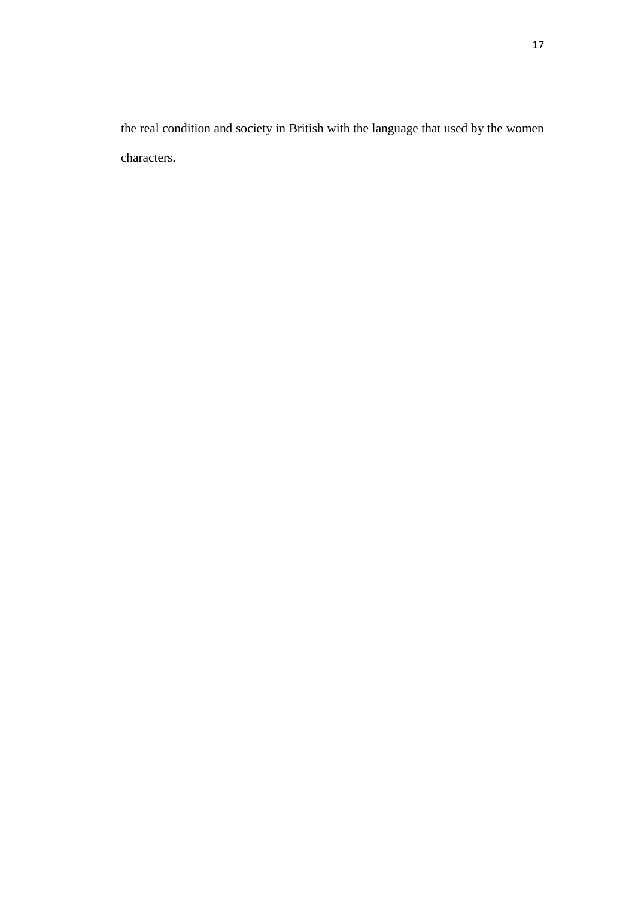the real condition and society in British with the language that used by the women characters.